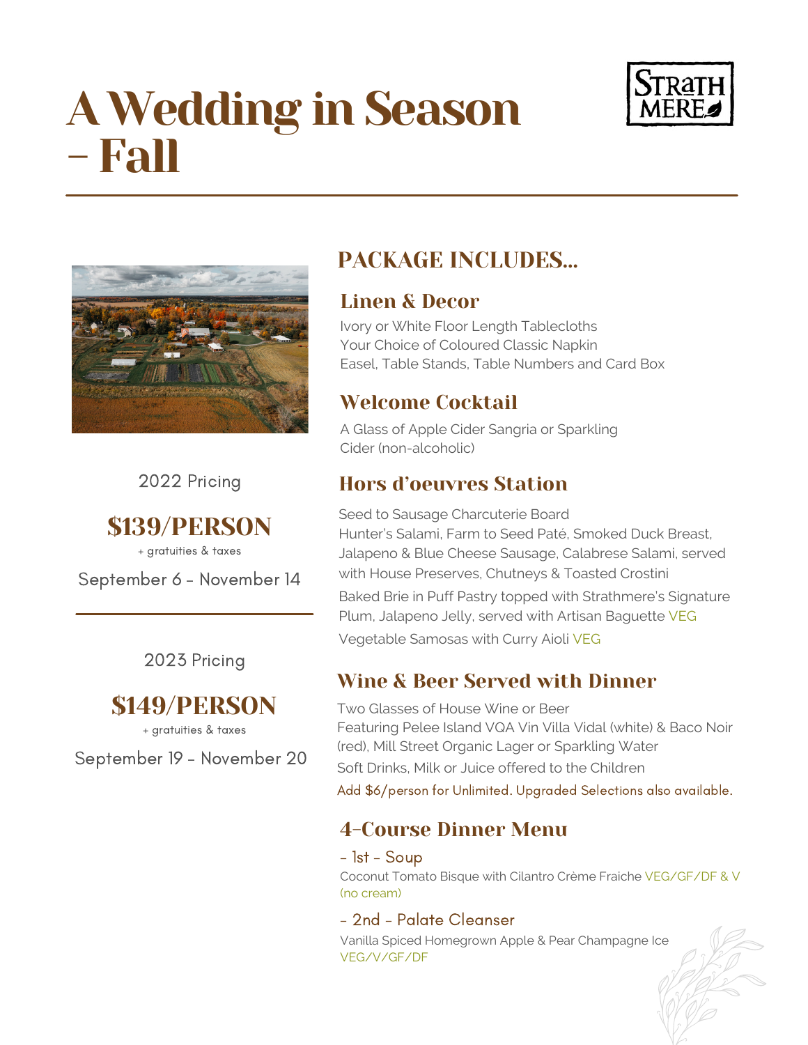# A Wedding in Season - Fall

STRATH MERE

2022 Pricing

**$139/PERSON**

+ gratuities & taxes

September 6 - November 14

2023 Pricing

**$149/PERSON**

+ gratuities & taxes

September 19 - November 20

## PACKAGE INCLUDES...

### Linen & Decor

Ivory or White Floor Length Tablecloths
Your Choice of Coloured Classic Napkin
Easel, Table Stands, Table Numbers and Card Box

### Welcome Cocktail

A Glass of Apple Cider Sangria or Sparkling Cider (non-alcoholic)

### Hors d'oeuvres Station

Seed to Sausage Charcuterie Board
Hunter's Salami, Farm to Seed Paté, Smoked Duck Breast, Jalapeno & Blue Cheese Sausage, Calabrese Salami, served with House Preserves, Chutneys & Toasted Crostini

Baked Brie in Puff Pastry topped with Strathmere's Signature Plum, Jalapeno Jelly, served with Artisan Baguette VEG

Vegetable Samosas with Curry Aioli VEG

### Wine & Beer Served with Dinner

Two Glasses of House Wine or Beer
Featuring Pelee Island VQA Vin Villa Vidal (white) & Baco Noir (red), Mill Street Organic Lager or Sparkling Water

Soft Drinks, Milk or Juice offered to the Children

Add $6/person for Unlimited. Upgraded Selections also available.

### 4-Course Dinner Menu

- 1st - Soup

Coconut Tomato Bisque with Cilantro Crème Fraiche VEG/GF/DF & V (no cream)

- 2nd - Palate Cleanser

Vanilla Spiced Homegrown Apple & Pear Champagne Ice VEG/V/GF/DF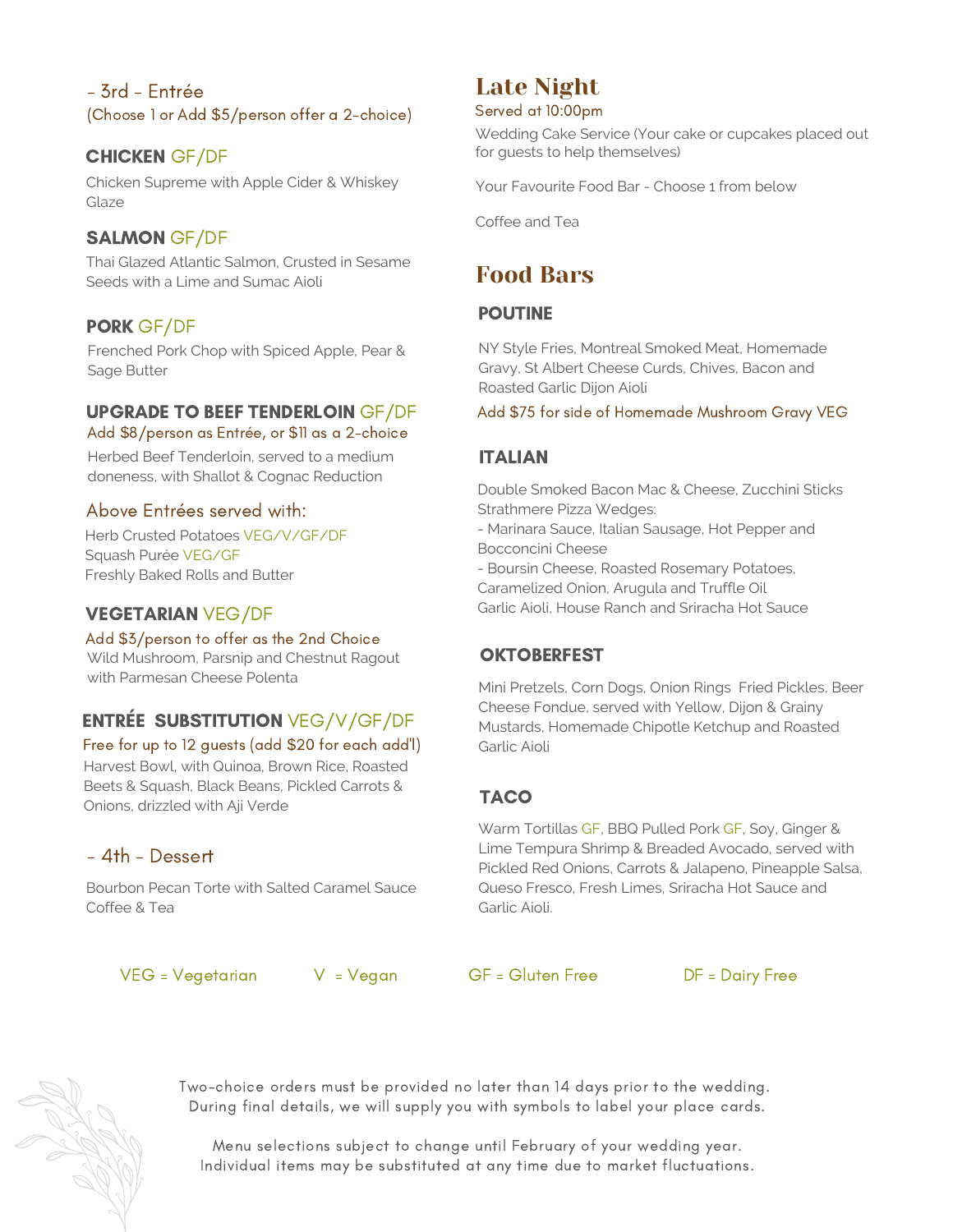## - 3rd - Entrée

(Choose 1 or Add $5/person offer a 2-choice)

### CHICKEN GF/DF

Chicken Supreme with Apple Cider & Whiskey Glaze

### SALMON GF/DF

Thai Glazed Atlantic Salmon, Crusted in Sesame Seeds with a Lime and Sumac Aioli

### PORK GF/DF

Frenched Pork Chop with Spiced Apple, Pear & Sage Butter

### UPGRADE TO BEEF TENDERLOIN GF/DF

Add $8/person as Entrée, or $11 as a 2-choice

Herbed Beef Tenderloin, served to a medium doneness, with Shallot & Cognac Reduction

### Above Entrées served with:

Herb Crusted Potatoes VEG/V/GF/DF
Squash Purée VEG/GF
Freshly Baked Rolls and Butter

### VEGETARIAN VEG/DF

Add $3/person to offer as the 2nd Choice

Wild Mushroom, Parsnip and Chestnut Ragout with Parmesan Cheese Polenta

### ENTRÉE SUBSTITUTION VEG/V/GF/DF

Free for up to 12 guests (add $20 for each add'l)

Harvest Bowl, with Quinoa, Brown Rice, Roasted Beets & Squash, Black Beans, Pickled Carrots & Onions, drizzled with Aji Verde

## - 4th - Dessert

Bourbon Pecan Torte with Salted Caramel Sauce
Coffee & Tea

## Late Night

Served at 10:00pm

Wedding Cake Service (Your cake or cupcakes placed out for guests to help themselves)

Your Favourite Food Bar - Choose 1 from below

Coffee and Tea

## Food Bars

### POUTINE

NY Style Fries, Montreal Smoked Meat, Homemade Gravy, St Albert Cheese Curds, Chives, Bacon and Roasted Garlic Dijon Aioli

Add $75 for side of Homemade Mushroom Gravy VEG

### ITALIAN

Double Smoked Bacon Mac & Cheese, Zucchini Sticks
Strathmere Pizza Wedges:
- Marinara Sauce, Italian Sausage, Hot Pepper and Bocconcini Cheese
- Boursin Cheese, Roasted Rosemary Potatoes, Caramelized Onion, Arugula and Truffle Oil

Garlic Aioli, House Ranch and Sriracha Hot Sauce

### OKTOBERFEST

Mini Pretzels, Corn Dogs, Onion Rings Fried Pickles, Beer Cheese Fondue, served with Yellow, Dijon & Grainy Mustards, Homemade Chipotle Ketchup and Roasted Garlic Aioli

### TACO

Warm Tortillas GF, BBQ Pulled Pork GF, Soy, Ginger & Lime Tempura Shrimp & Breaded Avocado, served with Pickled Red Onions, Carrots & Jalapeno, Pineapple Salsa, Queso Fresco, Fresh Limes, Sriracha Hot Sauce and Garlic Aioli.

VEG = Vegetarian V = Vegan GF = Gluten Free DF = Dairy Free

Two-choice orders must be provided no later than 14 days prior to the wedding.
During final details, we will supply you with symbols to label your place cards.

Menu selections subject to change until February of your wedding year.
Individual items may be substituted at any time due to market fluctuations.